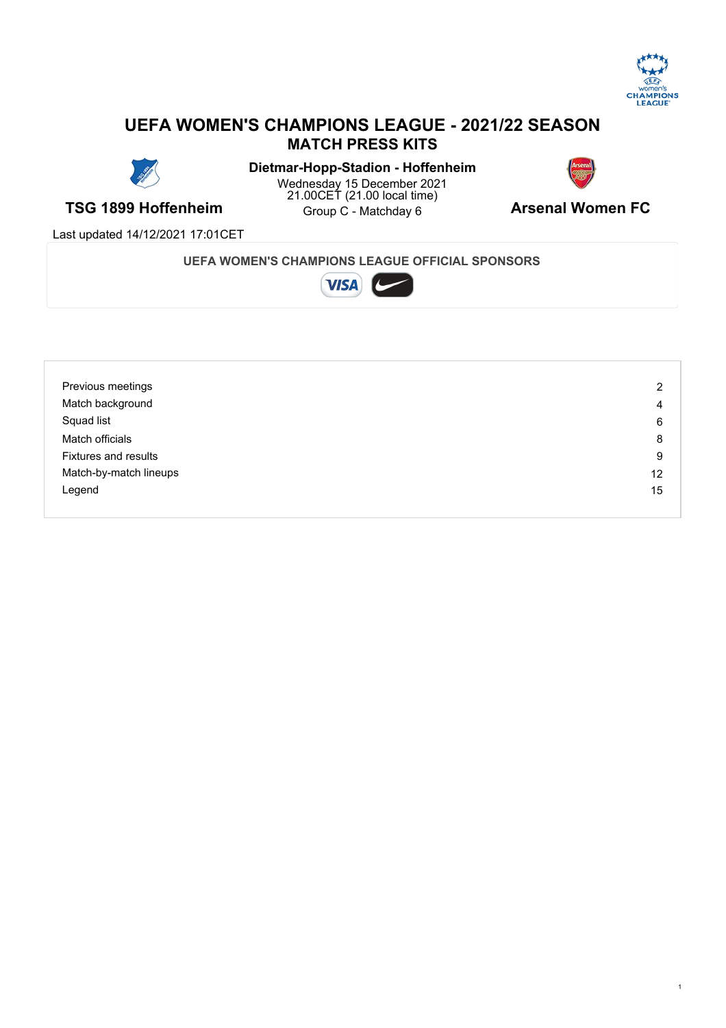# UEFA WOMEN'S CHAMPIONS LEAGUE - 2021/22 SEASON

## MATCH PRESS KITS

**TSG 1899 Hoffenheim**

**Dietmar-Hopp-Stadion - Hoffenheim**
Wednesday 15 December 2021
21.00CET (21.00 local time)
Group C - Matchday 6

**Arsenal Women FC**

Last updated 14/12/2021 17:01CET

**UEFA WOMEN'S CHAMPIONS LEAGUE OFFICIAL SPONSORS**

| | |
|---|---|
| Previous meetings | 2 |
| Match background | 4 |
| Squad list | 6 |
| Match officials | 8 |
| Fixtures and results | 9 |
| Match-by-match lineups | 12 |
| Legend | 15 |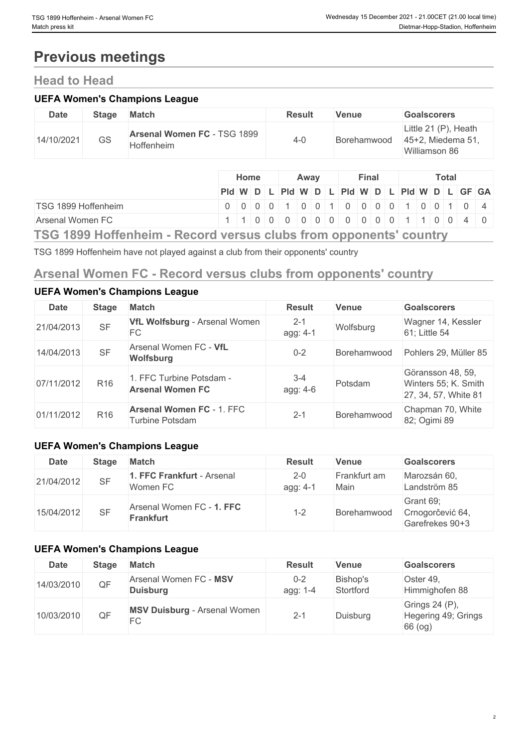# Previous meetings

## Head to Head

### UEFA Women's Champions League

| Date | Stage | Match | Result | Venue | Goalscorers |
|---|---|---|---|---|---|
| 14/10/2021 | GS | **Arsenal Women FC** - TSG 1899 Hoffenheim | 4-0 | Borehamwood | Little 21 (P), Heath 45+2, Miedema 51, Williamson 86 |

| | Home | | | | Away | | | | Final | | | | Total | | | | | |
|---|---|---|---|---|---|---|---|---|---|---|---|---|---|---|---|---|---|---|
| | Pld | W | D | L | Pld | W | D | L | Pld | W | D | L | Pld | W | D | L | GF | GA |
| TSG 1899 Hoffenheim | 0 | 0 | 0 | 0 | 1 | 0 | 0 | 1 | 0 | 0 | 0 | 0 | 1 | 0 | 0 | 1 | 0 | 4 |
| Arsenal Women FC | 1 | 1 | 0 | 0 | 0 | 0 | 0 | 0 | 0 | 0 | 0 | 0 | 1 | 1 | 0 | 0 | 4 | 0 |

## TSG 1899 Hoffenheim - Record versus clubs from opponents' country

TSG 1899 Hoffenheim have not played against a club from their opponents' country

## Arsenal Women FC - Record versus clubs from opponents' country

### UEFA Women's Champions League

| Date | Stage | Match | Result | Venue | Goalscorers |
|---|---|---|---|---|---|
| 21/04/2013 | SF | **VfL Wolfsburg** - Arsenal Women FC | 2-1 agg: 4-1 | Wolfsburg | Wagner 14, Kessler 61; Little 54 |
| 14/04/2013 | SF | Arsenal Women FC - **VfL Wolfsburg** | 0-2 | Borehamwood | Pohlers 29, Müller 85 |
| 07/11/2012 | R16 | 1. FFC Turbine Potsdam - **Arsenal Women FC** | 3-4 agg: 4-6 | Potsdam | Göransson 48, 59, Winters 55; K. Smith 27, 34, 57, White 81 |
| 01/11/2012 | R16 | **Arsenal Women FC** - 1. FFC Turbine Potsdam | 2-1 | Borehamwood | Chapman 70, White 82; Ogimi 89 |

### UEFA Women's Champions League

| Date | Stage | Match | Result | Venue | Goalscorers |
|---|---|---|---|---|---|
| 21/04/2012 | SF | **1. FFC Frankfurt** - Arsenal Women FC | 2-0 agg: 4-1 | Frankfurt am Main | Marozsán 60, Landström 85 |
| 15/04/2012 | SF | Arsenal Women FC - **1. FFC Frankfurt** | 1-2 | Borehamwood | Grant 69; Crnogorčević 64, Garefrekes 90+3 |

### UEFA Women's Champions League

| Date | Stage | Match | Result | Venue | Goalscorers |
|---|---|---|---|---|---|
| 14/03/2010 | QF | Arsenal Women FC - **MSV Duisburg** | 0-2 agg: 1-4 | Bishop's Stortford | Oster 49, Himmighofen 88 |
| 10/03/2010 | QF | **MSV Duisburg** - Arsenal Women FC | 2-1 | Duisburg | Grings 24 (P), Hegering 49; Grings 66 (og) |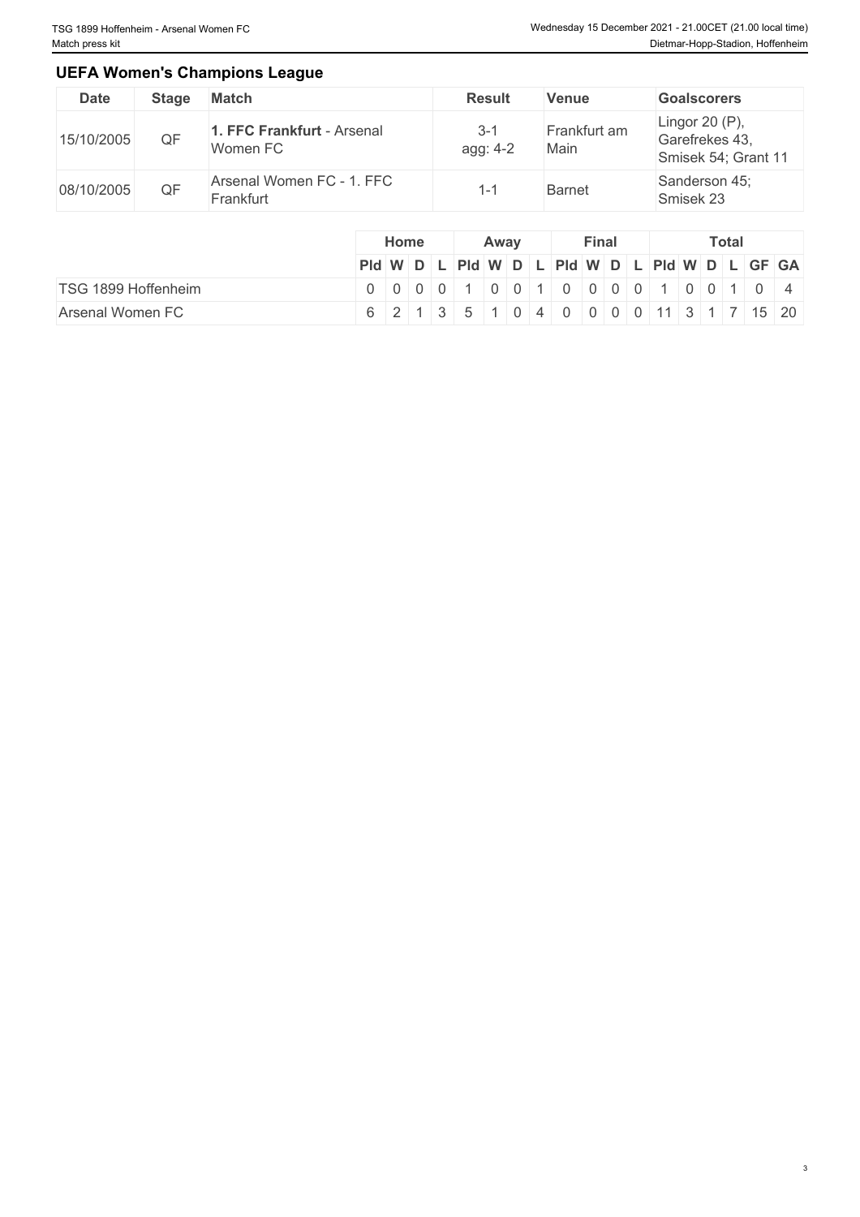## UEFA Women's Champions League

| Date | Stage | Match | Result | Venue | Goalscorers |
|---|---|---|---|---|---|
| 15/10/2005 | QF | **1. FFC Frankfurt** - Arsenal Women FC | 3-1 agg: 4-2 | Frankfurt am Main | Lingor 20 (P), Garefrekes 43, Smisek 54; Grant 11 |
| 08/10/2005 | QF | Arsenal Women FC - 1. FFC Frankfurt | 1-1 | Barnet | Sanderson 45; Smisek 23 |

| | Home | | | | Away | | | | Final | | | | Total | | | | | |
|---|---|---|---|---|---|---|---|---|---|---|---|---|---|---|---|---|---|---|
| | Pld | W | D | L | Pld | W | D | L | Pld | W | D | L | Pld | W | D | L | GF | GA |
| TSG 1899 Hoffenheim | 0 | 0 | 0 | 0 | 1 | 0 | 0 | 1 | 0 | 0 | 0 | 0 | 1 | 0 | 0 | 1 | 0 | 4 |
| Arsenal Women FC | 6 | 2 | 1 | 3 | 5 | 1 | 0 | 4 | 0 | 0 | 0 | 0 | 11 | 3 | 1 | 7 | 15 | 20 |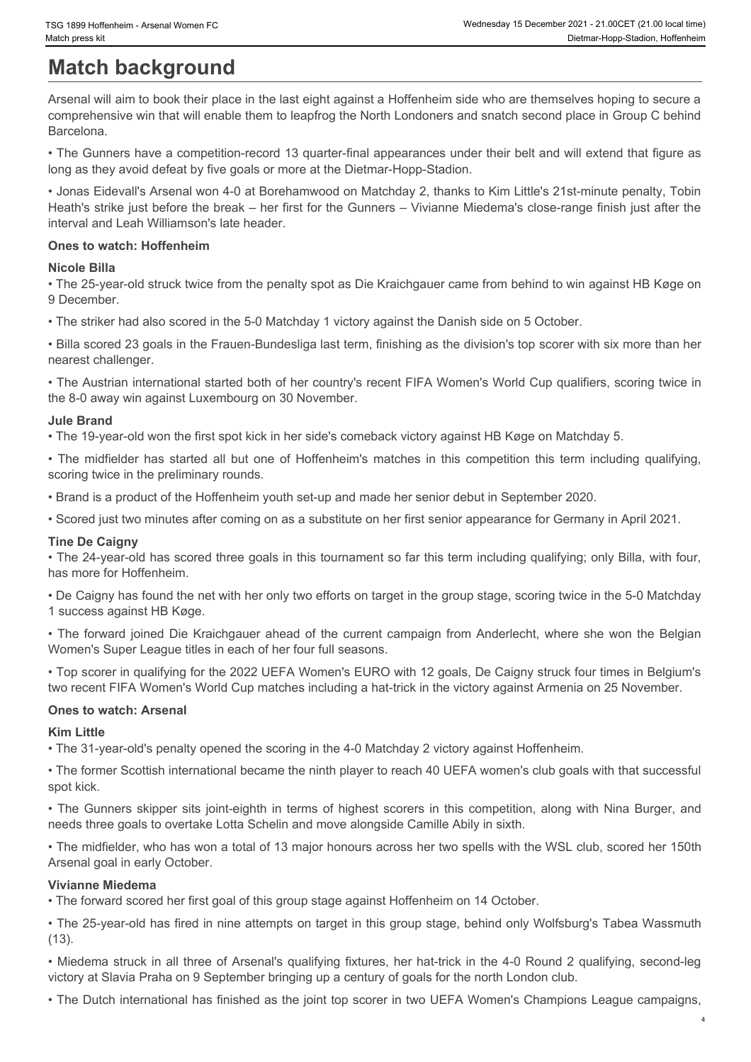# Match background

Arsenal will aim to book their place in the last eight against a Hoffenheim side who are themselves hoping to secure a comprehensive win that will enable them to leapfrog the North Londoners and snatch second place in Group C behind Barcelona.

• The Gunners have a competition-record 13 quarter-final appearances under their belt and will extend that figure as long as they avoid defeat by five goals or more at the Dietmar-Hopp-Stadion.

• Jonas Eidevall's Arsenal won 4-0 at Borehamwood on Matchday 2, thanks to Kim Little's 21st-minute penalty, Tobin Heath's strike just before the break – her first for the Gunners – Vivianne Miedema's close-range finish just after the interval and Leah Williamson's late header.

### Ones to watch: Hoffenheim

#### Nicole Billa

• The 25-year-old struck twice from the penalty spot as Die Kraichgauer came from behind to win against HB Køge on 9 December.

• The striker had also scored in the 5-0 Matchday 1 victory against the Danish side on 5 October.

• Billa scored 23 goals in the Frauen-Bundesliga last term, finishing as the division's top scorer with six more than her nearest challenger.

• The Austrian international started both of her country's recent FIFA Women's World Cup qualifiers, scoring twice in the 8-0 away win against Luxembourg on 30 November.

#### Jule Brand

• The 19-year-old won the first spot kick in her side's comeback victory against HB Køge on Matchday 5.

• The midfielder has started all but one of Hoffenheim's matches in this competition this term including qualifying, scoring twice in the preliminary rounds.

• Brand is a product of the Hoffenheim youth set-up and made her senior debut in September 2020.

• Scored just two minutes after coming on as a substitute on her first senior appearance for Germany in April 2021.

#### Tine De Caigny

• The 24-year-old has scored three goals in this tournament so far this term including qualifying; only Billa, with four, has more for Hoffenheim.

• De Caigny has found the net with her only two efforts on target in the group stage, scoring twice in the 5-0 Matchday 1 success against HB Køge.

• The forward joined Die Kraichgauer ahead of the current campaign from Anderlecht, where she won the Belgian Women's Super League titles in each of her four full seasons.

• Top scorer in qualifying for the 2022 UEFA Women's EURO with 12 goals, De Caigny struck four times in Belgium's two recent FIFA Women's World Cup matches including a hat-trick in the victory against Armenia on 25 November.

### Ones to watch: Arsenal

#### Kim Little

• The 31-year-old's penalty opened the scoring in the 4-0 Matchday 2 victory against Hoffenheim.

• The former Scottish international became the ninth player to reach 40 UEFA women's club goals with that successful spot kick.

• The Gunners skipper sits joint-eighth in terms of highest scorers in this competition, along with Nina Burger, and needs three goals to overtake Lotta Schelin and move alongside Camille Abily in sixth.

• The midfielder, who has won a total of 13 major honours across her two spells with the WSL club, scored her 150th Arsenal goal in early October.

#### Vivianne Miedema

• The forward scored her first goal of this group stage against Hoffenheim on 14 October.

• The 25-year-old has fired in nine attempts on target in this group stage, behind only Wolfsburg's Tabea Wassmuth (13).

• Miedema struck in all three of Arsenal's qualifying fixtures, her hat-trick in the 4-0 Round 2 qualifying, second-leg victory at Slavia Praha on 9 September bringing up a century of goals for the north London club.

• The Dutch international has finished as the joint top scorer in two UEFA Women's Champions League campaigns,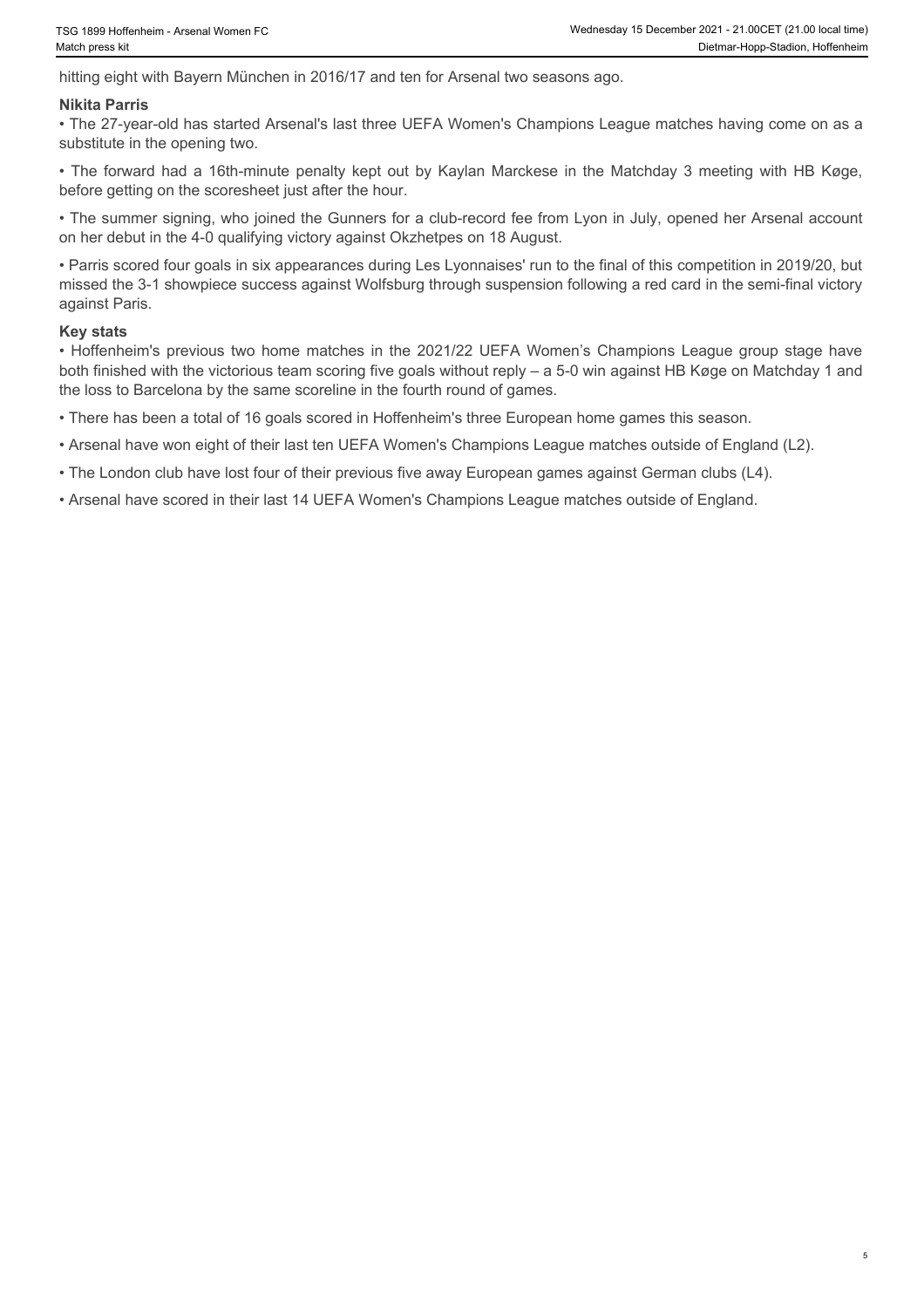hitting eight with Bayern München in 2016/17 and ten for Arsenal two seasons ago.

### Nikita Parris

• The 27-year-old has started Arsenal's last three UEFA Women's Champions League matches having come on as a substitute in the opening two.

• The forward had a 16th-minute penalty kept out by Kaylan Marckese in the Matchday 3 meeting with HB Køge, before getting on the scoresheet just after the hour.

• The summer signing, who joined the Gunners for a club-record fee from Lyon in July, opened her Arsenal account on her debut in the 4-0 qualifying victory against Okzhetpes on 18 August.

• Parris scored four goals in six appearances during Les Lyonnaises' run to the final of this competition in 2019/20, but missed the 3-1 showpiece success against Wolfsburg through suspension following a red card in the semi-final victory against Paris.

### Key stats

• Hoffenheim's previous two home matches in the 2021/22 UEFA Women's Champions League group stage have both finished with the victorious team scoring five goals without reply – a 5-0 win against HB Køge on Matchday 1 and the loss to Barcelona by the same scoreline in the fourth round of games.

• There has been a total of 16 goals scored in Hoffenheim's three European home games this season.

• Arsenal have won eight of their last ten UEFA Women's Champions League matches outside of England (L2).

• The London club have lost four of their previous five away European games against German clubs (L4).

• Arsenal have scored in their last 14 UEFA Women's Champions League matches outside of England.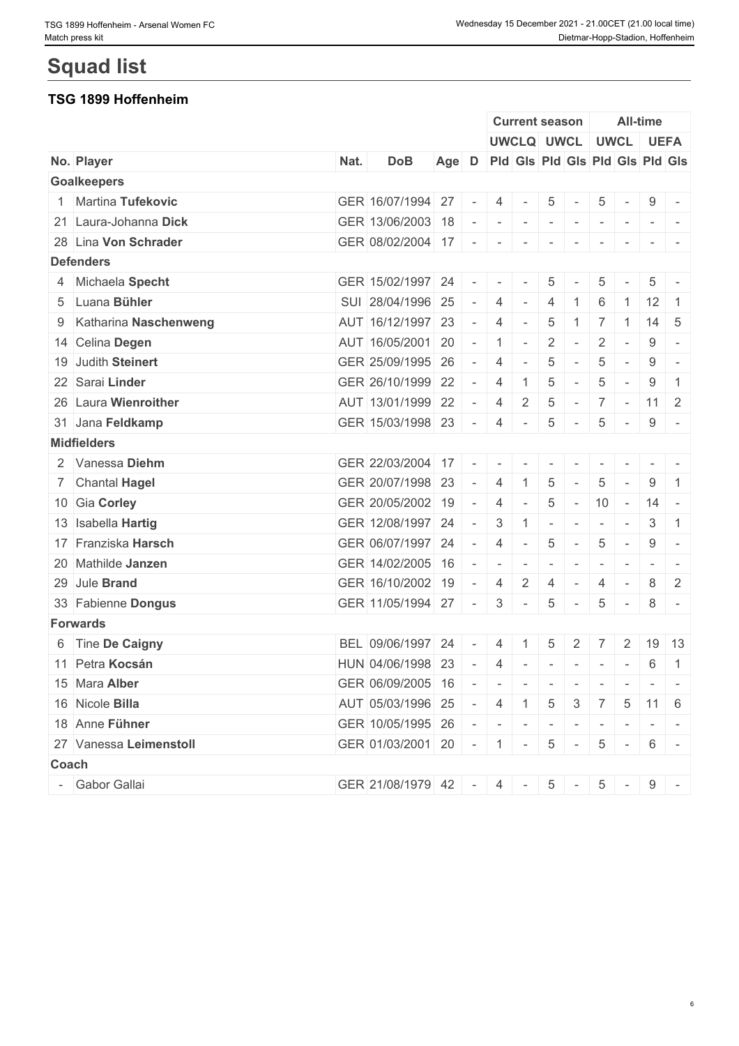# Squad list

## TSG 1899 Hoffenheim

| | | | | | | Current season | | | | All-time | | | |
|---|---|---|---|---|---|---|---|---|---|---|---|---|---|
| | | | | | | UWCLQ | | UWCL | | UWCL | | UEFA | |
| No. | Player | Nat. | DoB | Age | D | Pld | Gls | Pld | Gls | Pld | Gls | Pld | Gls |
| **Goalkeepers** | | | | | | | | | | | | | |
| 1 | Martina **Tufekovic** | GER | 16/07/1994 | 27 | - | 4 | - | 5 | - | 5 | - | 9 | - |
| 21 | Laura-Johanna **Dick** | GER | 13/06/2003 | 18 | - | - | - | - | - | - | - | - | - |
| 28 | Lina **Von Schrader** | GER | 08/02/2004 | 17 | - | - | - | - | - | - | - | - | - |
| **Defenders** | | | | | | | | | | | | | |
| 4 | Michaela **Specht** | GER | 15/02/1997 | 24 | - | - | - | 5 | - | 5 | - | 5 | - |
| 5 | Luana **Bühler** | SUI | 28/04/1996 | 25 | - | 4 | - | 4 | 1 | 6 | 1 | 12 | 1 |
| 9 | Katharina **Naschenweng** | AUT | 16/12/1997 | 23 | - | 4 | - | 5 | 1 | 7 | 1 | 14 | 5 |
| 14 | Celina **Degen** | AUT | 16/05/2001 | 20 | - | 1 | - | 2 | - | 2 | - | 9 | - |
| 19 | Judith **Steinert** | GER | 25/09/1995 | 26 | - | 4 | - | 5 | - | 5 | - | 9 | - |
| 22 | Sarai **Linder** | GER | 26/10/1999 | 22 | - | 4 | 1 | 5 | - | 5 | - | 9 | 1 |
| 26 | Laura **Wienroither** | AUT | 13/01/1999 | 22 | - | 4 | 2 | 5 | - | 7 | - | 11 | 2 |
| 31 | Jana **Feldkamp** | GER | 15/03/1998 | 23 | - | 4 | - | 5 | - | 5 | - | 9 | - |
| **Midfielders** | | | | | | | | | | | | | |
| 2 | Vanessa **Diehm** | GER | 22/03/2004 | 17 | - | - | - | - | - | - | - | - | - |
| 7 | Chantal **Hagel** | GER | 20/07/1998 | 23 | - | 4 | 1 | 5 | - | 5 | - | 9 | 1 |
| 10 | Gia **Corley** | GER | 20/05/2002 | 19 | - | 4 | - | 5 | - | 10 | - | 14 | - |
| 13 | Isabella **Hartig** | GER | 12/08/1997 | 24 | - | 3 | 1 | - | - | - | - | 3 | 1 |
| 17 | Franziska **Harsch** | GER | 06/07/1997 | 24 | - | 4 | - | 5 | - | 5 | - | 9 | - |
| 20 | Mathilde **Janzen** | GER | 14/02/2005 | 16 | - | - | - | - | - | - | - | - | - |
| 29 | Jule **Brand** | GER | 16/10/2002 | 19 | - | 4 | 2 | 4 | - | 4 | - | 8 | 2 |
| 33 | Fabienne **Dongus** | GER | 11/05/1994 | 27 | - | 3 | - | 5 | - | 5 | - | 8 | - |
| **Forwards** | | | | | | | | | | | | | |
| 6 | Tine **De Caigny** | BEL | 09/06/1997 | 24 | - | 4 | 1 | 5 | 2 | 7 | 2 | 19 | 13 |
| 11 | Petra **Kocsán** | HUN | 04/06/1998 | 23 | - | 4 | - | - | - | - | - | 6 | 1 |
| 15 | Mara **Alber** | GER | 06/09/2005 | 16 | - | - | - | - | - | - | - | - | - |
| 16 | Nicole **Billa** | AUT | 05/03/1996 | 25 | - | 4 | 1 | 5 | 3 | 7 | 5 | 11 | 6 |
| 18 | Anne **Fühner** | GER | 10/05/1995 | 26 | - | - | - | - | - | - | - | - | - |
| 27 | Vanessa **Leimenstoll** | GER | 01/03/2001 | 20 | - | 1 | - | 5 | - | 5 | - | 6 | - |
| **Coach** | | | | | | | | | | | | | |
| - | Gabor Gallai | GER | 21/08/1979 | 42 | - | 4 | - | 5 | - | 5 | - | 9 | - |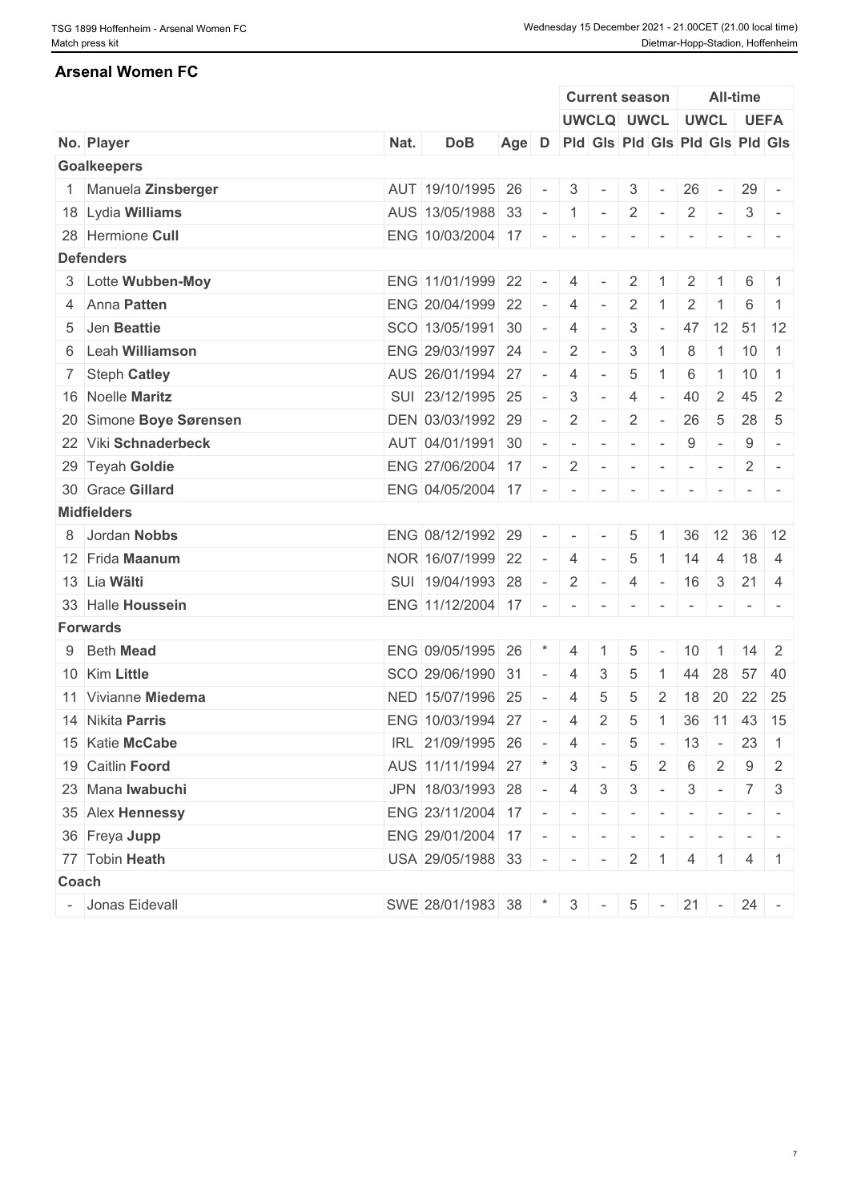## Arsenal Women FC

| No. | Player | Nat. | DoB | Age | D | Current season UWCLQ Pld | Current season UWCLQ Gls | Current season UWCL Pld | Current season UWCL Gls | All-time UWCL Pld | All-time UWCL Gls | All-time UEFA Pld | All-time UEFA Gls |
|---|---|---|---|---|---|---|---|---|---|---|---|---|---|
| **Goalkeepers** | | | | | | | | | | | | | |
| 1 | Manuela **Zinsberger** | AUT | 19/10/1995 | 26 | - | 3 | - | 3 | - | 26 | - | 29 | - |
| 18 | Lydia **Williams** | AUS | 13/05/1988 | 33 | - | 1 | - | 2 | - | 2 | - | 3 | - |
| 28 | Hermione **Cull** | ENG | 10/03/2004 | 17 | - | - | - | - | - | - | - | - | - |
| **Defenders** | | | | | | | | | | | | | |
| 3 | Lotte **Wubben-Moy** | ENG | 11/01/1999 | 22 | - | 4 | - | 2 | 1 | 2 | 1 | 6 | 1 |
| 4 | Anna **Patten** | ENG | 20/04/1999 | 22 | - | 4 | - | 2 | 1 | 2 | 1 | 6 | 1 |
| 5 | Jen **Beattie** | SCO | 13/05/1991 | 30 | - | 4 | - | 3 | - | 47 | 12 | 51 | 12 |
| 6 | Leah **Williamson** | ENG | 29/03/1997 | 24 | - | 2 | - | 3 | 1 | 8 | 1 | 10 | 1 |
| 7 | Steph **Catley** | AUS | 26/01/1994 | 27 | - | 4 | - | 5 | 1 | 6 | 1 | 10 | 1 |
| 16 | Noelle **Maritz** | SUI | 23/12/1995 | 25 | - | 3 | - | 4 | - | 40 | 2 | 45 | 2 |
| 20 | Simone **Boye Sørensen** | DEN | 03/03/1992 | 29 | - | 2 | - | 2 | - | 26 | 5 | 28 | 5 |
| 22 | Viki **Schnaderbeck** | AUT | 04/01/1991 | 30 | - | - | - | - | - | 9 | - | 9 | - |
| 29 | Teyah **Goldie** | ENG | 27/06/2004 | 17 | - | 2 | - | - | - | - | - | 2 | - |
| 30 | Grace **Gillard** | ENG | 04/05/2004 | 17 | - | - | - | - | - | - | - | - | - |
| **Midfielders** | | | | | | | | | | | | | |
| 8 | Jordan **Nobbs** | ENG | 08/12/1992 | 29 | - | - | - | 5 | 1 | 36 | 12 | 36 | 12 |
| 12 | Frida **Maanum** | NOR | 16/07/1999 | 22 | - | 4 | - | 5 | 1 | 14 | 4 | 18 | 4 |
| 13 | Lia **Wälti** | SUI | 19/04/1993 | 28 | - | 2 | - | 4 | - | 16 | 3 | 21 | 4 |
| 33 | Halle **Houssein** | ENG | 11/12/2004 | 17 | - | - | - | - | - | - | - | - | - |
| **Forwards** | | | | | | | | | | | | | |
| 9 | Beth **Mead** | ENG | 09/05/1995 | 26 | * | 4 | 1 | 5 | - | 10 | 1 | 14 | 2 |
| 10 | Kim **Little** | SCO | 29/06/1990 | 31 | - | 4 | 3 | 5 | 1 | 44 | 28 | 57 | 40 |
| 11 | Vivianne **Miedema** | NED | 15/07/1996 | 25 | - | 4 | 5 | 5 | 2 | 18 | 20 | 22 | 25 |
| 14 | Nikita **Parris** | ENG | 10/03/1994 | 27 | - | 4 | 2 | 5 | 1 | 36 | 11 | 43 | 15 |
| 15 | Katie **McCabe** | IRL | 21/09/1995 | 26 | - | 4 | - | 5 | - | 13 | - | 23 | 1 |
| 19 | Caitlin **Foord** | AUS | 11/11/1994 | 27 | * | 3 | - | 5 | 2 | 6 | 2 | 9 | 2 |
| 23 | Mana **Iwabuchi** | JPN | 18/03/1993 | 28 | - | 4 | 3 | 3 | - | 3 | - | 7 | 3 |
| 35 | Alex **Hennessy** | ENG | 23/11/2004 | 17 | - | - | - | - | - | - | - | - | - |
| 36 | Freya **Jupp** | ENG | 29/01/2004 | 17 | - | - | - | - | - | - | - | - | - |
| 77 | Tobin **Heath** | USA | 29/05/1988 | 33 | - | - | - | 2 | 1 | 4 | 1 | 4 | 1 |
| **Coach** | | | | | | | | | | | | | |
| - | Jonas Eidevall | SWE | 28/01/1983 | 38 | * | 3 | - | 5 | - | 21 | - | 24 | - |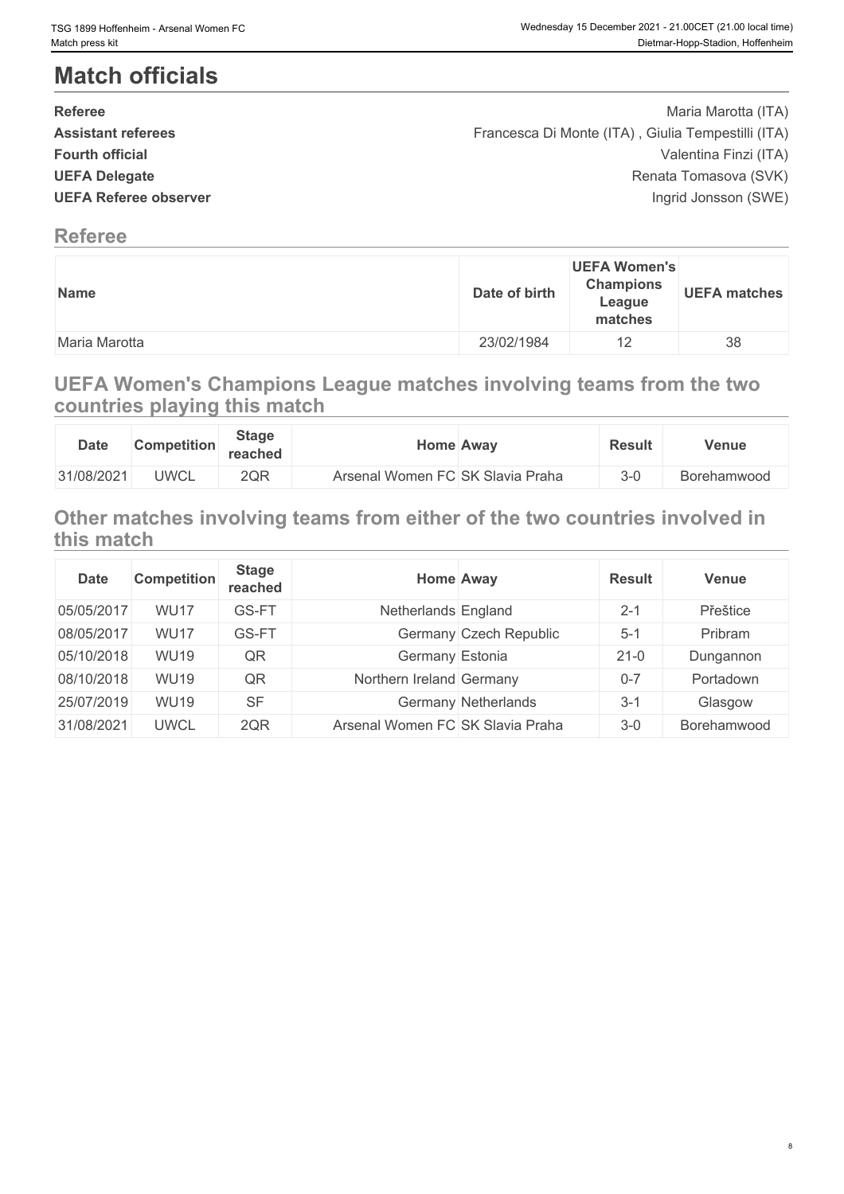# Match officials

| | |
|---|---|
| **Referee** | Maria Marotta (ITA) |
| **Assistant referees** | Francesca Di Monte (ITA) , Giulia Tempestilli (ITA) |
| **Fourth official** | Valentina Finzi (ITA) |
| **UEFA Delegate** | Renata Tomasova (SVK) |
| **UEFA Referee observer** | Ingrid Jonsson (SWE) |

## Referee

| Name | Date of birth | UEFA Women's Champions League matches | UEFA matches |
|---|---|---|---|
| Maria Marotta | 23/02/1984 | 12 | 38 |

## UEFA Women's Champions League matches involving teams from the two countries playing this match

| Date | Competition | Stage reached | Home | Away | Result | Venue |
|---|---|---|---|---|---|---|
| 31/08/2021 | UWCL | 2QR | Arsenal Women FC | SK Slavia Praha | 3-0 | Borehamwood |

## Other matches involving teams from either of the two countries involved in this match

| Date | Competition | Stage reached | Home | Away | Result | Venue |
|---|---|---|---|---|---|---|
| 05/05/2017 | WU17 | GS-FT | Netherlands | England | 2-1 | Přeštice |
| 08/05/2017 | WU17 | GS-FT | Germany | Czech Republic | 5-1 | Pribram |
| 05/10/2018 | WU19 | QR | Germany | Estonia | 21-0 | Dungannon |
| 08/10/2018 | WU19 | QR | Northern Ireland | Germany | 0-7 | Portadown |
| 25/07/2019 | WU19 | SF | Germany | Netherlands | 3-1 | Glasgow |
| 31/08/2021 | UWCL | 2QR | Arsenal Women FC | SK Slavia Praha | 3-0 | Borehamwood |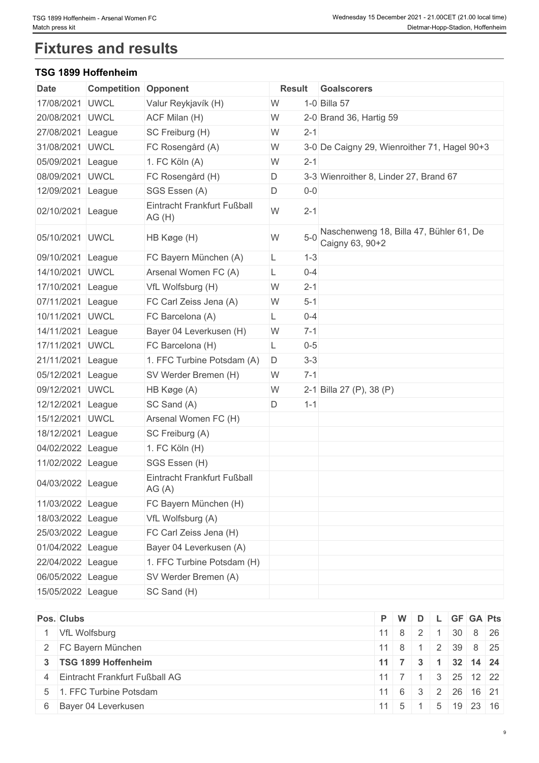# Fixtures and results

### TSG 1899 Hoffenheim

| Date | Competition | Opponent | Result | | Goalscorers |
|---|---|---|---|---|---|
| 17/08/2021 | UWCL | Valur Reykjavík (H) | W | 1-0 | Billa 57 |
| 20/08/2021 | UWCL | ACF Milan (H) | W | 2-0 | Brand 36, Hartig 59 |
| 27/08/2021 | League | SC Freiburg (H) | W | 2-1 | |
| 31/08/2021 | UWCL | FC Rosengård (A) | W | 3-0 | De Caigny 29, Wienroither 71, Hagel 90+3 |
| 05/09/2021 | League | 1. FC Köln (A) | W | 2-1 | |
| 08/09/2021 | UWCL | FC Rosengård (H) | D | 3-3 | Wienroither 8, Linder 27, Brand 67 |
| 12/09/2021 | League | SGS Essen (A) | D | 0-0 | |
| 02/10/2021 | League | Eintracht Frankfurt Fußball AG (H) | W | 2-1 | |
| 05/10/2021 | UWCL | HB Køge (H) | W | 5-0 | Naschenweng 18, Billa 47, Bühler 61, De Caigny 63, 90+2 |
| 09/10/2021 | League | FC Bayern München (A) | L | 1-3 | |
| 14/10/2021 | UWCL | Arsenal Women FC (A) | L | 0-4 | |
| 17/10/2021 | League | VfL Wolfsburg (H) | W | 2-1 | |
| 07/11/2021 | League | FC Carl Zeiss Jena (A) | W | 5-1 | |
| 10/11/2021 | UWCL | FC Barcelona (A) | L | 0-4 | |
| 14/11/2021 | League | Bayer 04 Leverkusen (H) | W | 7-1 | |
| 17/11/2021 | UWCL | FC Barcelona (H) | L | 0-5 | |
| 21/11/2021 | League | 1. FFC Turbine Potsdam (A) | D | 3-3 | |
| 05/12/2021 | League | SV Werder Bremen (H) | W | 7-1 | |
| 09/12/2021 | UWCL | HB Køge (A) | W | 2-1 | Billa 27 (P), 38 (P) |
| 12/12/2021 | League | SC Sand (A) | D | 1-1 | |
| 15/12/2021 | UWCL | Arsenal Women FC (H) | | | |
| 18/12/2021 | League | SC Freiburg (A) | | | |
| 04/02/2022 | League | 1. FC Köln (H) | | | |
| 11/02/2022 | League | SGS Essen (H) | | | |
| 04/03/2022 | League | Eintracht Frankfurt Fußball AG (A) | | | |
| 11/03/2022 | League | FC Bayern München (H) | | | |
| 18/03/2022 | League | VfL Wolfsburg (A) | | | |
| 25/03/2022 | League | FC Carl Zeiss Jena (H) | | | |
| 01/04/2022 | League | Bayer 04 Leverkusen (A) | | | |
| 22/04/2022 | League | 1. FFC Turbine Potsdam (H) | | | |
| 06/05/2022 | League | SV Werder Bremen (A) | | | |
| 15/05/2022 | League | SC Sand (H) | | | |

| Pos. | Clubs | P | W | D | L | GF | GA | Pts |
|---|---|---|---|---|---|---|---|---|
| 1 | VfL Wolfsburg | 11 | 8 | 2 | 1 | 30 | 8 | 26 |
| 2 | FC Bayern München | 11 | 8 | 1 | 2 | 39 | 8 | 25 |
| **3** | **TSG 1899 Hoffenheim** | **11** | **7** | **3** | **1** | **32** | **14** | **24** |
| 4 | Eintracht Frankfurt Fußball AG | 11 | 7 | 1 | 3 | 25 | 12 | 22 |
| 5 | 1. FFC Turbine Potsdam | 11 | 6 | 3 | 2 | 26 | 16 | 21 |
| 6 | Bayer 04 Leverkusen | 11 | 5 | 1 | 5 | 19 | 23 | 16 |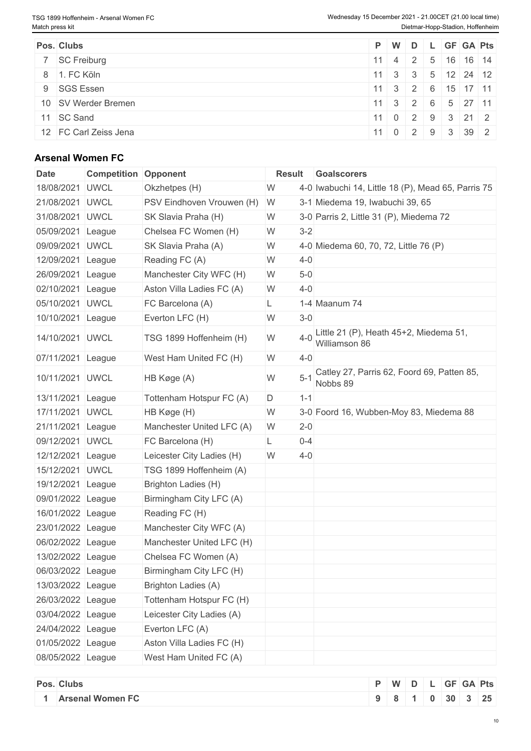| Pos. | Clubs | P | W | D | L | GF | GA | Pts |
|---|---|---|---|---|---|---|---|---|
| 7 | SC Freiburg | 11 | 4 | 2 | 5 | 16 | 16 | 14 |
| 8 | 1. FC Köln | 11 | 3 | 3 | 5 | 12 | 24 | 12 |
| 9 | SGS Essen | 11 | 3 | 2 | 6 | 15 | 17 | 11 |
| 10 | SV Werder Bremen | 11 | 3 | 2 | 6 | 5 | 27 | 11 |
| 11 | SC Sand | 11 | 0 | 2 | 9 | 3 | 21 | 2 |
| 12 | FC Carl Zeiss Jena | 11 | 0 | 2 | 9 | 3 | 39 | 2 |

### Arsenal Women FC

| Date | Competition | Opponent | Result | | Goalscorers |
|---|---|---|---|---|---|
| 18/08/2021 | UWCL | Okzhetpes (H) | W | 4-0 | Iwabuchi 14, Little 18 (P), Mead 65, Parris 75 |
| 21/08/2021 | UWCL | PSV Eindhoven Vrouwen (H) | W | 3-1 | Miedema 19, Iwabuchi 39, 65 |
| 31/08/2021 | UWCL | SK Slavia Praha (H) | W | 3-0 | Parris 2, Little 31 (P), Miedema 72 |
| 05/09/2021 | League | Chelsea FC Women (H) | W | 3-2 | |
| 09/09/2021 | UWCL | SK Slavia Praha (A) | W | 4-0 | Miedema 60, 70, 72, Little 76 (P) |
| 12/09/2021 | League | Reading FC (A) | W | 4-0 | |
| 26/09/2021 | League | Manchester City WFC (H) | W | 5-0 | |
| 02/10/2021 | League | Aston Villa Ladies FC (A) | W | 4-0 | |
| 05/10/2021 | UWCL | FC Barcelona (A) | L | 1-4 | Maanum 74 |
| 10/10/2021 | League | Everton LFC (H) | W | 3-0 | |
| 14/10/2021 | UWCL | TSG 1899 Hoffenheim (H) | W | 4-0 | Little 21 (P), Heath 45+2, Miedema 51, Williamson 86 |
| 07/11/2021 | League | West Ham United FC (H) | W | 4-0 | |
| 10/11/2021 | UWCL | HB Køge (A) | W | 5-1 | Catley 27, Parris 62, Foord 69, Patten 85, Nobbs 89 |
| 13/11/2021 | League | Tottenham Hotspur FC (A) | D | 1-1 | |
| 17/11/2021 | UWCL | HB Køge (H) | W | 3-0 | Foord 16, Wubben-Moy 83, Miedema 88 |
| 21/11/2021 | League | Manchester United LFC (A) | W | 2-0 | |
| 09/12/2021 | UWCL | FC Barcelona (H) | L | 0-4 | |
| 12/12/2021 | League | Leicester City Ladies (H) | W | 4-0 | |
| 15/12/2021 | UWCL | TSG 1899 Hoffenheim (A) | | | |
| 19/12/2021 | League | Brighton Ladies (H) | | | |
| 09/01/2022 | League | Birmingham City LFC (A) | | | |
| 16/01/2022 | League | Reading FC (H) | | | |
| 23/01/2022 | League | Manchester City WFC (A) | | | |
| 06/02/2022 | League | Manchester United LFC (H) | | | |
| 13/02/2022 | League | Chelsea FC Women (A) | | | |
| 06/03/2022 | League | Birmingham City LFC (H) | | | |
| 13/03/2022 | League | Brighton Ladies (A) | | | |
| 26/03/2022 | League | Tottenham Hotspur FC (H) | | | |
| 03/04/2022 | League | Leicester City Ladies (A) | | | |
| 24/04/2022 | League | Everton LFC (A) | | | |
| 01/05/2022 | League | Aston Villa Ladies FC (H) | | | |
| 08/05/2022 | League | West Ham United FC (A) | | | |

| Pos. | Clubs | P | W | D | L | GF | GA | Pts |
|---|---|---|---|---|---|---|---|---|
| **1** | **Arsenal Women FC** | **9** | **8** | **1** | **0** | **30** | **3** | **25** |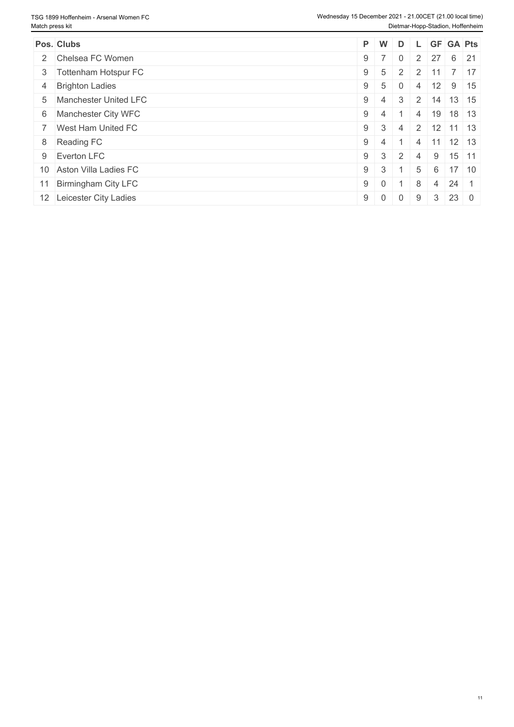| Pos. | Clubs | P | W | D | L | GF | GA | Pts |
|---|---|---|---|---|---|---|---|---|
| 2 | Chelsea FC Women | 9 | 7 | 0 | 2 | 27 | 6 | 21 |
| 3 | Tottenham Hotspur FC | 9 | 5 | 2 | 2 | 11 | 7 | 17 |
| 4 | Brighton Ladies | 9 | 5 | 0 | 4 | 12 | 9 | 15 |
| 5 | Manchester United LFC | 9 | 4 | 3 | 2 | 14 | 13 | 15 |
| 6 | Manchester City WFC | 9 | 4 | 1 | 4 | 19 | 18 | 13 |
| 7 | West Ham United FC | 9 | 3 | 4 | 2 | 12 | 11 | 13 |
| 8 | Reading FC | 9 | 4 | 1 | 4 | 11 | 12 | 13 |
| 9 | Everton LFC | 9 | 3 | 2 | 4 | 9 | 15 | 11 |
| 10 | Aston Villa Ladies FC | 9 | 3 | 1 | 5 | 6 | 17 | 10 |
| 11 | Birmingham City LFC | 9 | 0 | 1 | 8 | 4 | 24 | 1 |
| 12 | Leicester City Ladies | 9 | 0 | 0 | 9 | 3 | 23 | 0 |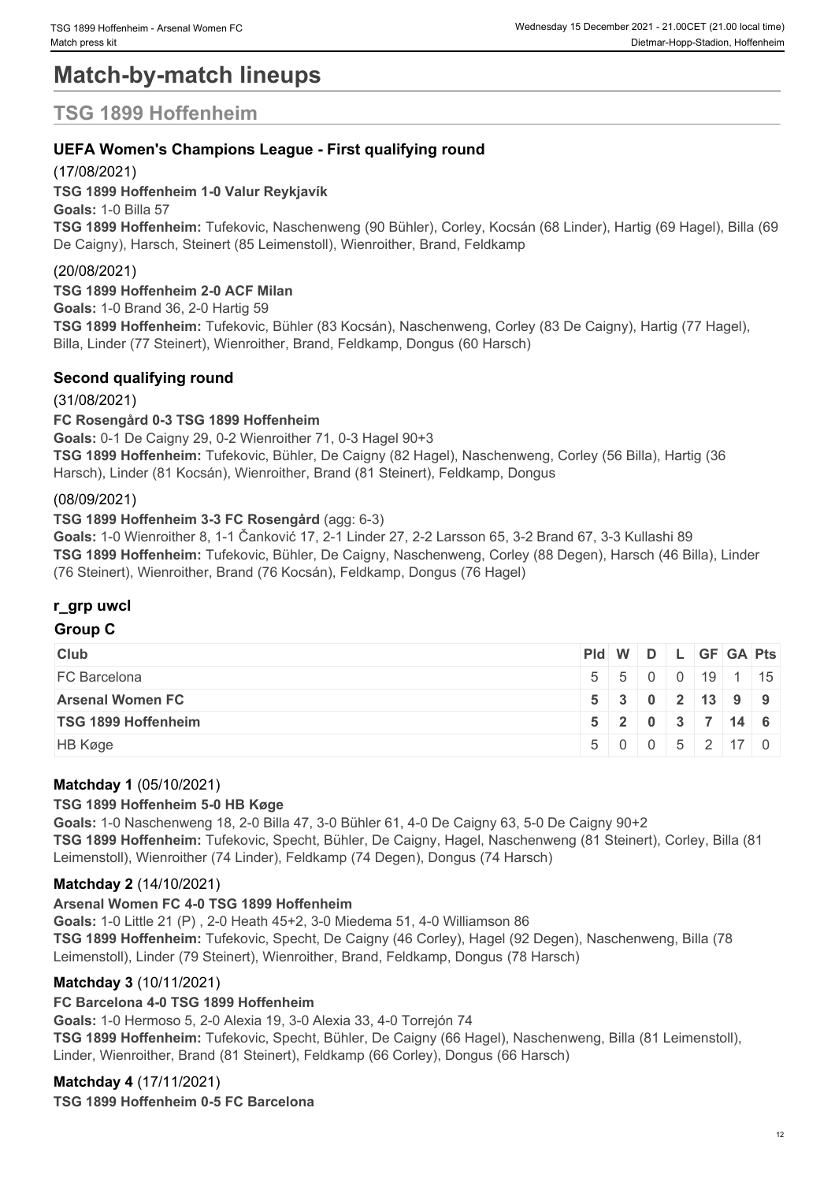# Match-by-match lineups

## TSG 1899 Hoffenheim

### UEFA Women's Champions League - First qualifying round

(17/08/2021)

**TSG 1899 Hoffenheim 1-0 Valur Reykjavík**

**Goals:** 1-0 Billa 57

**TSG 1899 Hoffenheim:** Tufekovic, Naschenweng (90 Bühler), Corley, Kocsán (68 Linder), Hartig (69 Hagel), Billa (69 De Caigny), Harsch, Steinert (85 Leimenstoll), Wienroither, Brand, Feldkamp

(20/08/2021)

**TSG 1899 Hoffenheim 2-0 ACF Milan**

**Goals:** 1-0 Brand 36, 2-0 Hartig 59

**TSG 1899 Hoffenheim:** Tufekovic, Bühler (83 Kocsán), Naschenweng, Corley (83 De Caigny), Hartig (77 Hagel), Billa, Linder (77 Steinert), Wienroither, Brand, Feldkamp, Dongus (60 Harsch)

### Second qualifying round

(31/08/2021)

**FC Rosengård 0-3 TSG 1899 Hoffenheim**

**Goals:** 0-1 De Caigny 29, 0-2 Wienroither 71, 0-3 Hagel 90+3

**TSG 1899 Hoffenheim:** Tufekovic, Bühler, De Caigny (82 Hagel), Naschenweng, Corley (56 Billa), Hartig (36 Harsch), Linder (81 Kocsán), Wienroither, Brand (81 Steinert), Feldkamp, Dongus

(08/09/2021)

**TSG 1899 Hoffenheim 3-3 FC Rosengård** (agg: 6-3)

**Goals:** 1-0 Wienroither 8, 1-1 Čanković 17, 2-1 Linder 27, 2-2 Larsson 65, 3-2 Brand 67, 3-3 Kullashi 89

**TSG 1899 Hoffenheim:** Tufekovic, Bühler, De Caigny, Naschenweng, Corley (88 Degen), Harsch (46 Billa), Linder (76 Steinert), Wienroither, Brand (76 Kocsán), Feldkamp, Dongus (76 Hagel)

### r_grp uwcl

#### Group C

| Club | Pld | W | D | L | GF | GA | Pts |
|---|---|---|---|---|---|---|---|
| FC Barcelona | 5 | 5 | 0 | 0 | 19 | 1 | 15 |
| **Arsenal Women FC** | **5** | **3** | **0** | **2** | **13** | **9** | **9** |
| **TSG 1899 Hoffenheim** | **5** | **2** | **0** | **3** | **7** | **14** | **6** |
| HB Køge | 5 | 0 | 0 | 5 | 2 | 17 | 0 |

**Matchday 1** (05/10/2021)

**TSG 1899 Hoffenheim 5-0 HB Køge**

**Goals:** 1-0 Naschenweng 18, 2-0 Billa 47, 3-0 Bühler 61, 4-0 De Caigny 63, 5-0 De Caigny 90+2

**TSG 1899 Hoffenheim:** Tufekovic, Specht, Bühler, De Caigny, Hagel, Naschenweng (81 Steinert), Corley, Billa (81 Leimenstoll), Wienroither (74 Linder), Feldkamp (74 Degen), Dongus (74 Harsch)

**Matchday 2** (14/10/2021)

**Arsenal Women FC 4-0 TSG 1899 Hoffenheim**

**Goals:** 1-0 Little 21 (P) , 2-0 Heath 45+2, 3-0 Miedema 51, 4-0 Williamson 86

**TSG 1899 Hoffenheim:** Tufekovic, Specht, De Caigny (46 Corley), Hagel (92 Degen), Naschenweng, Billa (78 Leimenstoll), Linder (79 Steinert), Wienroither, Brand, Feldkamp, Dongus (78 Harsch)

**Matchday 3** (10/11/2021)

**FC Barcelona 4-0 TSG 1899 Hoffenheim**

**Goals:** 1-0 Hermoso 5, 2-0 Alexia 19, 3-0 Alexia 33, 4-0 Torrejón 74

**TSG 1899 Hoffenheim:** Tufekovic, Specht, Bühler, De Caigny (66 Hagel), Naschenweng, Billa (81 Leimenstoll), Linder, Wienroither, Brand (81 Steinert), Feldkamp (66 Corley), Dongus (66 Harsch)

**Matchday 4** (17/11/2021)

**TSG 1899 Hoffenheim 0-5 FC Barcelona**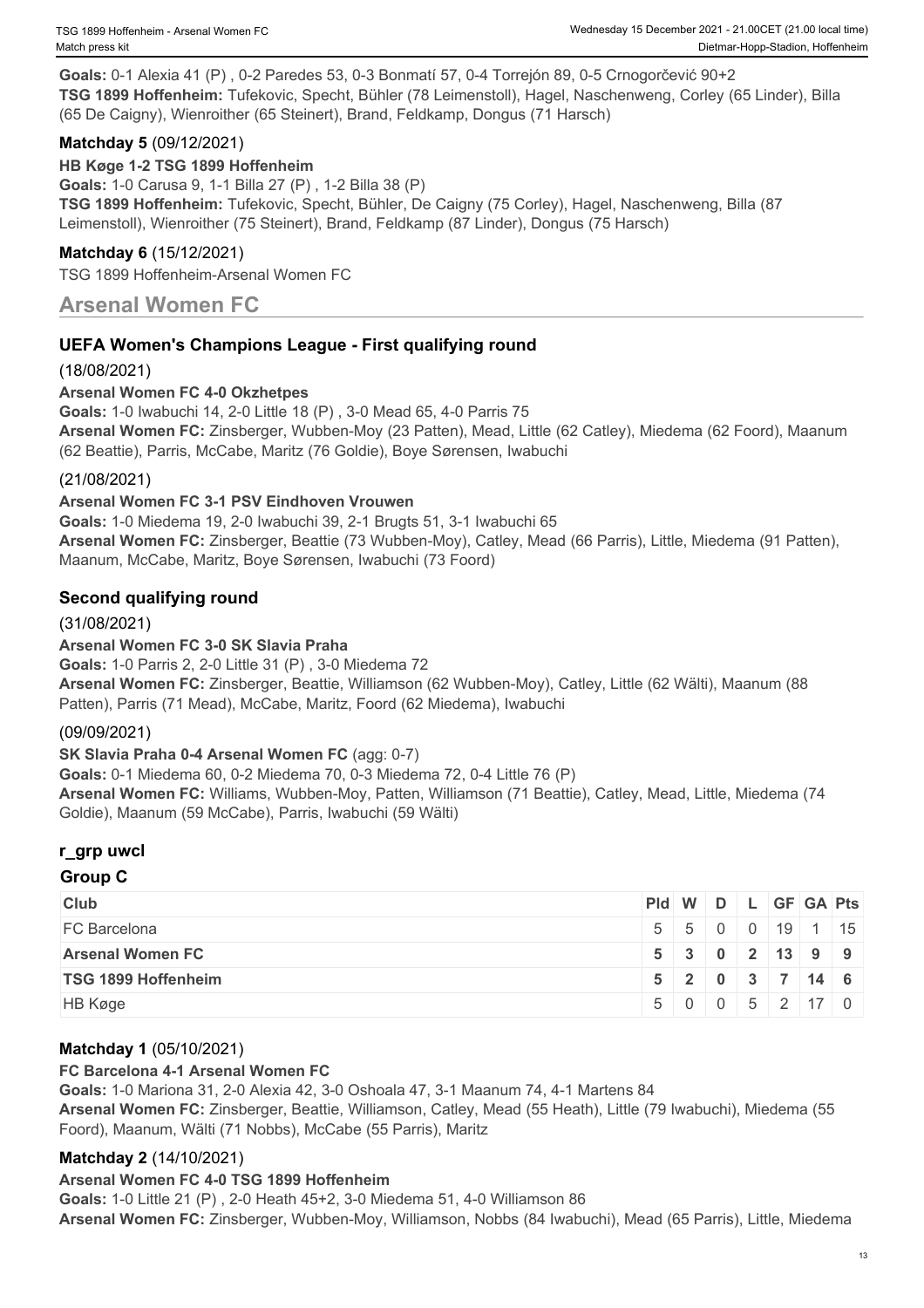**Goals:** 0-1 Alexia 41 (P) , 0-2 Paredes 53, 0-3 Bonmatí 57, 0-4 Torrejón 89, 0-5 Crnogorčević 90+2
**TSG 1899 Hoffenheim:** Tufekovic, Specht, Bühler (78 Leimenstoll), Hagel, Naschenweng, Corley (65 Linder), Billa (65 De Caigny), Wienroither (65 Steinert), Brand, Feldkamp, Dongus (71 Harsch)

### Matchday 5 (09/12/2021)

**HB Køge 1-2 TSG 1899 Hoffenheim**
**Goals:** 1-0 Carusa 9, 1-1 Billa 27 (P) , 1-2 Billa 38 (P)
**TSG 1899 Hoffenheim:** Tufekovic, Specht, Bühler, De Caigny (75 Corley), Hagel, Naschenweng, Billa (87 Leimenstoll), Wienroither (75 Steinert), Brand, Feldkamp (87 Linder), Dongus (75 Harsch)

### Matchday 6 (15/12/2021)

TSG 1899 Hoffenheim-Arsenal Women FC

## Arsenal Women FC

### UEFA Women's Champions League - First qualifying round

(18/08/2021)

**Arsenal Women FC 4-0 Okzhetpes**
**Goals:** 1-0 Iwabuchi 14, 2-0 Little 18 (P) , 3-0 Mead 65, 4-0 Parris 75
**Arsenal Women FC:** Zinsberger, Wubben-Moy (23 Patten), Mead, Little (62 Catley), Miedema (62 Foord), Maanum (62 Beattie), Parris, McCabe, Maritz (76 Goldie), Boye Sørensen, Iwabuchi

(21/08/2021)

**Arsenal Women FC 3-1 PSV Eindhoven Vrouwen**
**Goals:** 1-0 Miedema 19, 2-0 Iwabuchi 39, 2-1 Brugts 51, 3-1 Iwabuchi 65
**Arsenal Women FC:** Zinsberger, Beattie (73 Wubben-Moy), Catley, Mead (66 Parris), Little, Miedema (91 Patten), Maanum, McCabe, Maritz, Boye Sørensen, Iwabuchi (73 Foord)

### Second qualifying round

(31/08/2021)

**Arsenal Women FC 3-0 SK Slavia Praha**
**Goals:** 1-0 Parris 2, 2-0 Little 31 (P) , 3-0 Miedema 72
**Arsenal Women FC:** Zinsberger, Beattie, Williamson (62 Wubben-Moy), Catley, Little (62 Wälti), Maanum (88 Patten), Parris (71 Mead), McCabe, Maritz, Foord (62 Miedema), Iwabuchi

(09/09/2021)

**SK Slavia Praha 0-4 Arsenal Women FC** (agg: 0-7)
**Goals:** 0-1 Miedema 60, 0-2 Miedema 70, 0-3 Miedema 72, 0-4 Little 76 (P)
**Arsenal Women FC:** Williams, Wubben-Moy, Patten, Williamson (71 Beattie), Catley, Mead, Little, Miedema (74 Goldie), Maanum (59 McCabe), Parris, Iwabuchi (59 Wälti)

### r_grp uwcl

#### Group C

| Club | Pld | W | D | L | GF | GA | Pts |
|---|---|---|---|---|---|---|---|
| FC Barcelona | 5 | 5 | 0 | 0 | 19 | 1 | 15 |
| **Arsenal Women FC** | **5** | **3** | **0** | **2** | **13** | **9** | **9** |
| **TSG 1899 Hoffenheim** | **5** | **2** | **0** | **3** | **7** | **14** | **6** |
| HB Køge | 5 | 0 | 0 | 5 | 2 | 17 | 0 |

### Matchday 1 (05/10/2021)

**FC Barcelona 4-1 Arsenal Women FC**
**Goals:** 1-0 Mariona 31, 2-0 Alexia 42, 3-0 Oshoala 47, 3-1 Maanum 74, 4-1 Martens 84
**Arsenal Women FC:** Zinsberger, Beattie, Williamson, Catley, Mead (55 Heath), Little (79 Iwabuchi), Miedema (55 Foord), Maanum, Wälti (71 Nobbs), McCabe (55 Parris), Maritz

### Matchday 2 (14/10/2021)

**Arsenal Women FC 4-0 TSG 1899 Hoffenheim**
**Goals:** 1-0 Little 21 (P) , 2-0 Heath 45+2, 3-0 Miedema 51, 4-0 Williamson 86
**Arsenal Women FC:** Zinsberger, Wubben-Moy, Williamson, Nobbs (84 Iwabuchi), Mead (65 Parris), Little, Miedema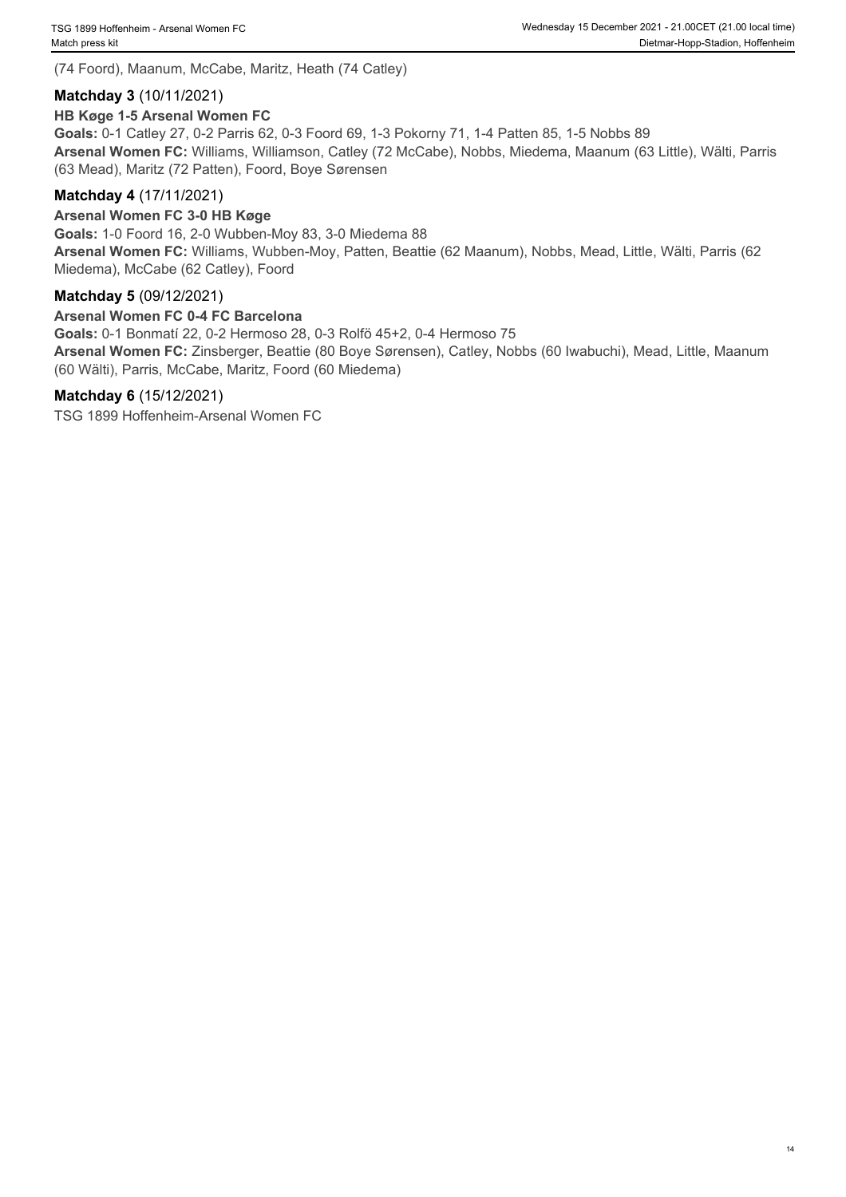(74 Foord), Maanum, McCabe, Maritz, Heath (74 Catley)

**Matchday 3** (10/11/2021)

**HB Køge 1-5 Arsenal Women FC**

**Goals:** 0-1 Catley 27, 0-2 Parris 62, 0-3 Foord 69, 1-3 Pokorny 71, 1-4 Patten 85, 1-5 Nobbs 89

**Arsenal Women FC:** Williams, Williamson, Catley (72 McCabe), Nobbs, Miedema, Maanum (63 Little), Wälti, Parris (63 Mead), Maritz (72 Patten), Foord, Boye Sørensen

**Matchday 4** (17/11/2021)

**Arsenal Women FC 3-0 HB Køge**

**Goals:** 1-0 Foord 16, 2-0 Wubben-Moy 83, 3-0 Miedema 88

**Arsenal Women FC:** Williams, Wubben-Moy, Patten, Beattie (62 Maanum), Nobbs, Mead, Little, Wälti, Parris (62 Miedema), McCabe (62 Catley), Foord

**Matchday 5** (09/12/2021)

**Arsenal Women FC 0-4 FC Barcelona**

**Goals:** 0-1 Bonmatí 22, 0-2 Hermoso 28, 0-3 Rolfö 45+2, 0-4 Hermoso 75

**Arsenal Women FC:** Zinsberger, Beattie (80 Boye Sørensen), Catley, Nobbs (60 Iwabuchi), Mead, Little, Maanum (60 Wälti), Parris, McCabe, Maritz, Foord (60 Miedema)

**Matchday 6** (15/12/2021)

TSG 1899 Hoffenheim-Arsenal Women FC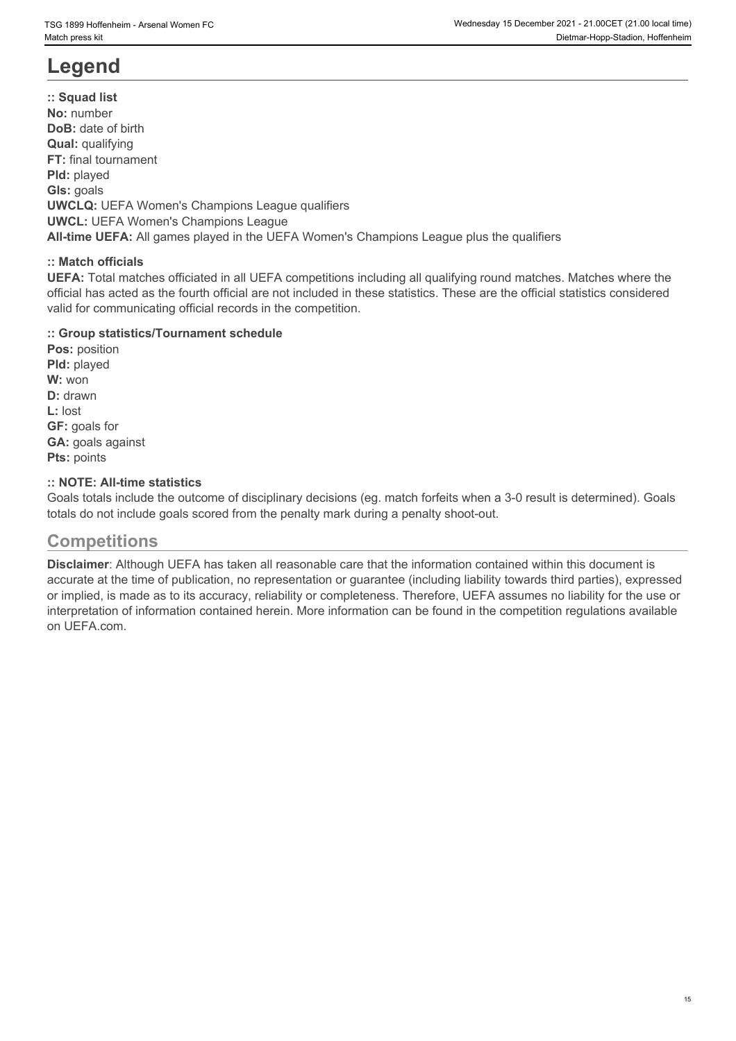# Legend

**:: Squad list**
**No:** number
**DoB:** date of birth
**Qual:** qualifying
**FT:** final tournament
**Pld:** played
**Gls:** goals
**UWCLQ:** UEFA Women's Champions League qualifiers
**UWCL:** UEFA Women's Champions League
**All-time UEFA:** All games played in the UEFA Women's Champions League plus the qualifiers

**:: Match officials**
**UEFA:** Total matches officiated in all UEFA competitions including all qualifying round matches. Matches where the official has acted as the fourth official are not included in these statistics. These are the official statistics considered valid for communicating official records in the competition.

**:: Group statistics/Tournament schedule**
**Pos:** position
**Pld:** played
**W:** won
**D:** drawn
**L:** lost
**GF:** goals for
**GA:** goals against
**Pts:** points

**:: NOTE: All-time statistics**
Goals totals include the outcome of disciplinary decisions (eg. match forfeits when a 3-0 result is determined). Goals totals do not include goals scored from the penalty mark during a penalty shoot-out.

## Competitions

**Disclaimer**: Although UEFA has taken all reasonable care that the information contained within this document is accurate at the time of publication, no representation or guarantee (including liability towards third parties), expressed or implied, is made as to its accuracy, reliability or completeness. Therefore, UEFA assumes no liability for the use or interpretation of information contained herein. More information can be found in the competition regulations available on UEFA.com.